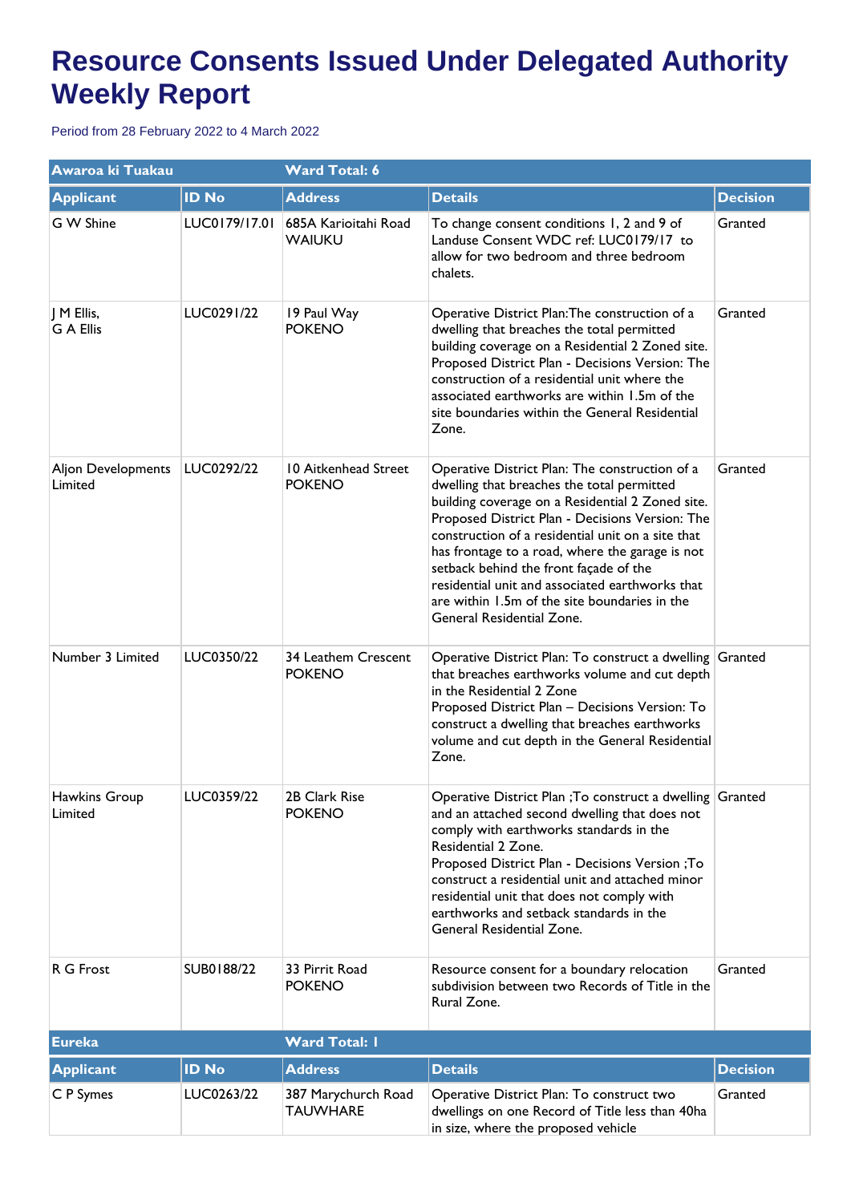# Resource Consents Issued Under Delegated Authority Weekly Report

Period from 28 February 2022 to 4 March 2022

| Awaroa ki Tuakau | | Ward Total: 6 | | |
|---|---|---|---|---|
| **Applicant** | **ID No** | **Address** | **Details** | **Decision** |
| G W Shine | LUC0179/17.01 | 685A Karioitahi Road WAIUKU | To change consent conditions 1, 2 and 9 of Landuse Consent WDC ref: LUC0179/17 to allow for two bedroom and three bedroom chalets. | Granted |
| J M Ellis, G A Ellis | LUC0291/22 | 19 Paul Way POKENO | Operative District Plan:The construction of a dwelling that breaches the total permitted building coverage on a Residential 2 Zoned site. Proposed District Plan - Decisions Version: The construction of a residential unit where the associated earthworks are within 1.5m of the site boundaries within the General Residential Zone. | Granted |
| Aljon Developments Limited | LUC0292/22 | 10 Aitkenhead Street POKENO | Operative District Plan: The construction of a dwelling that breaches the total permitted building coverage on a Residential 2 Zoned site. Proposed District Plan - Decisions Version: The construction of a residential unit on a site that has frontage to a road, where the garage is not setback behind the front façade of the residential unit and associated earthworks that are within 1.5m of the site boundaries in the General Residential Zone. | Granted |
| Number 3 Limited | LUC0350/22 | 34 Leathem Crescent POKENO | Operative District Plan: To construct a dwelling that breaches earthworks volume and cut depth in the Residential 2 Zone<br>Proposed District Plan – Decisions Version: To construct a dwelling that breaches earthworks volume and cut depth in the General Residential Zone. | Granted |
| Hawkins Group Limited | LUC0359/22 | 2B Clark Rise POKENO | Operative District Plan ;To construct a dwelling and an attached second dwelling that does not comply with earthworks standards in the Residential 2 Zone.<br>Proposed District Plan - Decisions Version ;To construct a residential unit and attached minor residential unit that does not comply with earthworks and setback standards in the General Residential Zone. | Granted |
| R G Frost | SUB0188/22 | 33 Pirrit Road POKENO | Resource consent for a boundary relocation subdivision between two Records of Title in the Rural Zone. | Granted |

| Eureka | | Ward Total: 1 | | |
|---|---|---|---|---|
| **Applicant** | **ID No** | **Address** | **Details** | **Decision** |
| C P Symes | LUC0263/22 | 387 Marychurch Road TAUWHARE | Operative District Plan: To construct two dwellings on one Record of Title less than 40ha in size, where the proposed vehicle | Granted |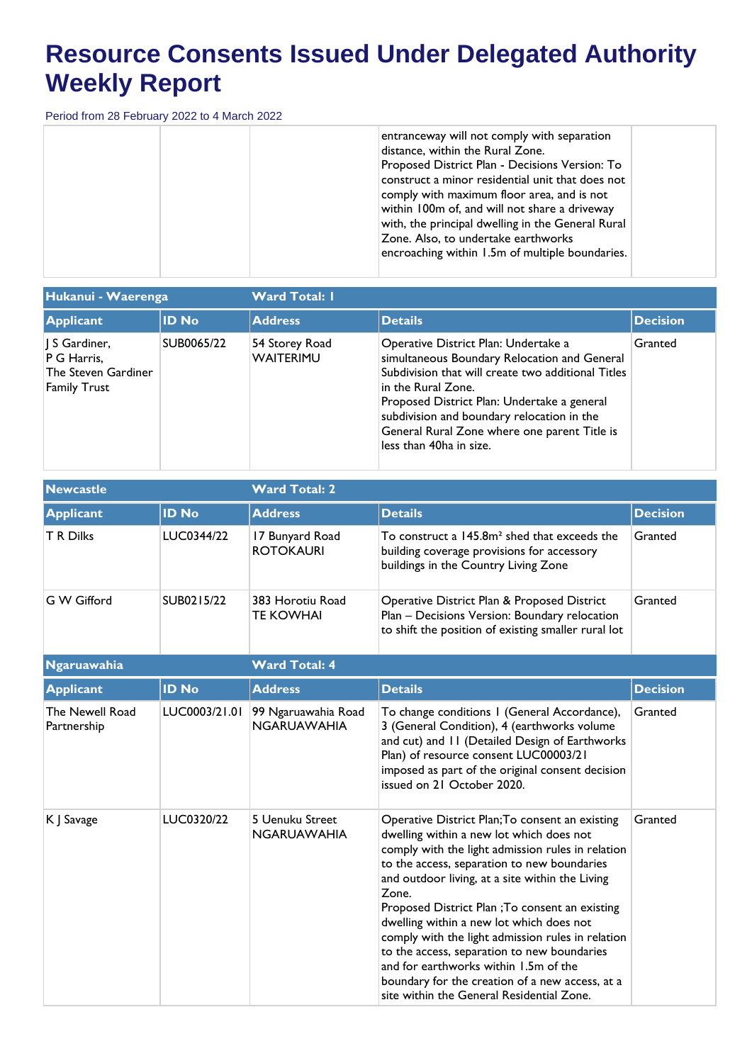# Resource Consents Issued Under Delegated Authority Weekly Report

Period from 28 February 2022 to 4 March 2022

| | | | | |
|---|---|---|---|---|
| | | | entranceway will not comply with separation distance, within the Rural Zone. Proposed District Plan - Decisions Version: To construct a minor residential unit that does not comply with maximum floor area, and is not within 100m of, and will not share a driveway with, the principal dwelling in the General Rural Zone. Also, to undertake earthworks encroaching within 1.5m of multiple boundaries. | |

**Hukanui - Waerenga** — Ward Total: 1

| Applicant | ID No | Address | Details | Decision |
|---|---|---|---|---|
| J S Gardiner, P G Harris, The Steven Gardiner Family Trust | SUB0065/22 | 54 Storey Road WAITERIMU | Operative District Plan: Undertake a simultaneous Boundary Relocation and General Subdivision that will create two additional Titles in the Rural Zone. Proposed District Plan: Undertake a general subdivision and boundary relocation in the General Rural Zone where one parent Title is less than 40ha in size. | Granted |

**Newcastle** — Ward Total: 2

| Applicant | ID No | Address | Details | Decision |
|---|---|---|---|---|
| T R Dilks | LUC0344/22 | 17 Bunyard Road ROTOKAURI | To construct a 145.8m² shed that exceeds the building coverage provisions for accessory buildings in the Country Living Zone | Granted |
| G W Gifford | SUB0215/22 | 383 Horotiu Road TE KOWHAI | Operative District Plan & Proposed District Plan – Decisions Version: Boundary relocation to shift the position of existing smaller rural lot | Granted |

**Ngaruawahia** — Ward Total: 4

| Applicant | ID No | Address | Details | Decision |
|---|---|---|---|---|
| The Newell Road Partnership | LUC0003/21.01 | 99 Ngaruawahia Road NGARUAWAHIA | To change conditions 1 (General Accordance), 3 (General Condition), 4 (earthworks volume and cut) and 11 (Detailed Design of Earthworks Plan) of resource consent LUC00003/21 imposed as part of the original consent decision issued on 21 October 2020. | Granted |
| K J Savage | LUC0320/22 | 5 Uenuku Street NGARUAWAHIA | Operative District Plan;To consent an existing dwelling within a new lot which does not comply with the light admission rules in relation to the access, separation to new boundaries and outdoor living, at a site within the Living Zone. Proposed District Plan ;To consent an existing dwelling within a new lot which does not comply with the light admission rules in relation to the access, separation to new boundaries and for earthworks within 1.5m of the boundary for the creation of a new access, at a site within the General Residential Zone. | Granted |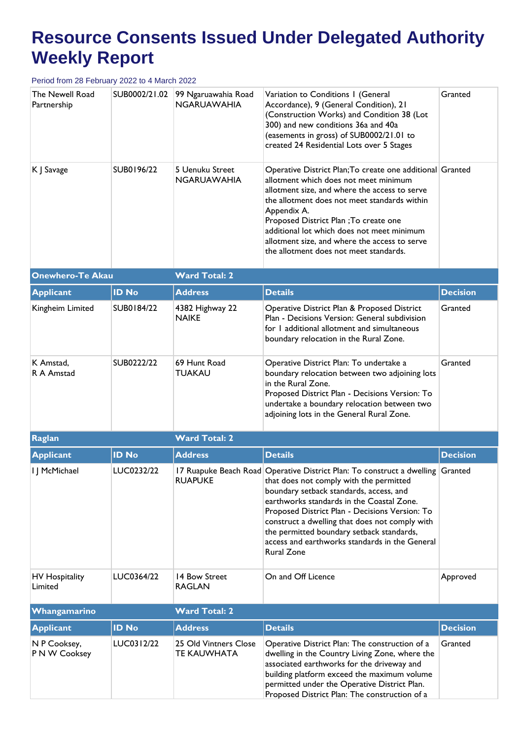# Resource Consents Issued Under Delegated Authority Weekly Report

Period from 28 February 2022 to 4 March 2022

| Applicant | ID No | Address | Details | Decision |
|---|---|---|---|---|
| The Newell Road Partnership | SUB0002/21.02 | 99 Ngaruawahia Road NGARUAWAHIA | Variation to Conditions 1 (General Accordance), 9 (General Condition), 21 (Construction Works) and Condition 38 (Lot 300) and new conditions 36a and 40a (easements in gross) of SUB0002/21.01 to created 24 Residential Lots over 5 Stages | Granted |
| K J Savage | SUB0196/22 | 5 Uenuku Street NGARUAWAHIA | Operative District Plan;To create one additional allotment which does not meet minimum allotment size, and where the access to serve the allotment does not meet standards within Appendix A.<br>Proposed District Plan ;To create one additional lot which does not meet minimum allotment size, and where the access to serve the allotment does not meet standards. | Granted |

**Onewhero-Te Akau** — Ward Total: 2

| Applicant | ID No | Address | Details | Decision |
|---|---|---|---|---|
| Kingheim Limited | SUB0184/22 | 4382 Highway 22 NAIKE | Operative District Plan & Proposed District Plan - Decisions Version: General subdivision for 1 additional allotment and simultaneous boundary relocation in the Rural Zone. | Granted |
| K Amstad,<br>R A Amstad | SUB0222/22 | 69 Hunt Road TUAKAU | Operative District Plan: To undertake a boundary relocation between two adjoining lots in the Rural Zone.<br>Proposed District Plan - Decisions Version: To undertake a boundary relocation between two adjoining lots in the General Rural Zone. | Granted |

**Raglan** — Ward Total: 2

| Applicant | ID No | Address | Details | Decision |
|---|---|---|---|---|
| I J McMichael | LUC0232/22 | 17 Ruapuke Beach Road RUAPUKE | Operative District Plan: To construct a dwelling that does not comply with the permitted boundary setback standards, access, and earthworks standards in the Coastal Zone.<br>Proposed District Plan - Decisions Version: To construct a dwelling that does not comply with the permitted boundary setback standards, access and earthworks standards in the General Rural Zone | Granted |
| HV Hospitality Limited | LUC0364/22 | 14 Bow Street RAGLAN | On and Off Licence | Approved |

**Whangamarino** — Ward Total: 2

| Applicant | ID No | Address | Details | Decision |
|---|---|---|---|---|
| N P Cooksey,<br>P N W Cooksey | LUC0312/22 | 25 Old Vintners Close TE KAUWHATA | Operative District Plan: The construction of a dwelling in the Country Living Zone, where the associated earthworks for the driveway and building platform exceed the maximum volume permitted under the Operative District Plan.<br>Proposed District Plan: The construction of a | Granted |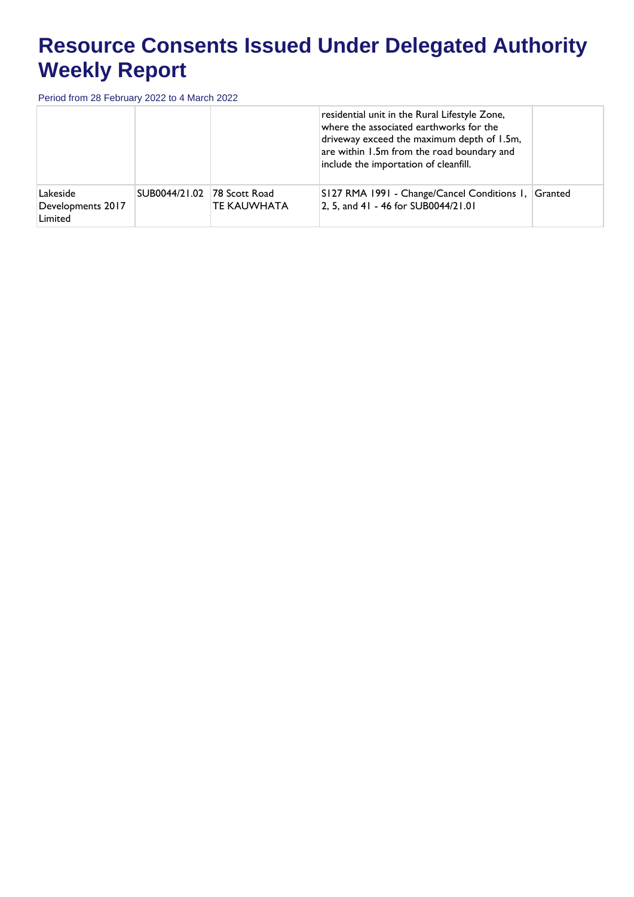# Resource Consents Issued Under Delegated Authority Weekly Report

Period from 28 February 2022 to 4 March 2022

| | | | | |
|---|---|---|---|---|
| | | | residential unit in the Rural Lifestyle Zone, where the associated earthworks for the driveway exceed the maximum depth of 1.5m, are within 1.5m from the road boundary and include the importation of cleanfill. | |
| Lakeside Developments 2017 Limited | SUB0044/21.02 | 78 Scott Road TE KAUWHATA | S127 RMA 1991 - Change/Cancel Conditions 1, 2, 5, and 41 - 46 for SUB0044/21.01 | Granted |